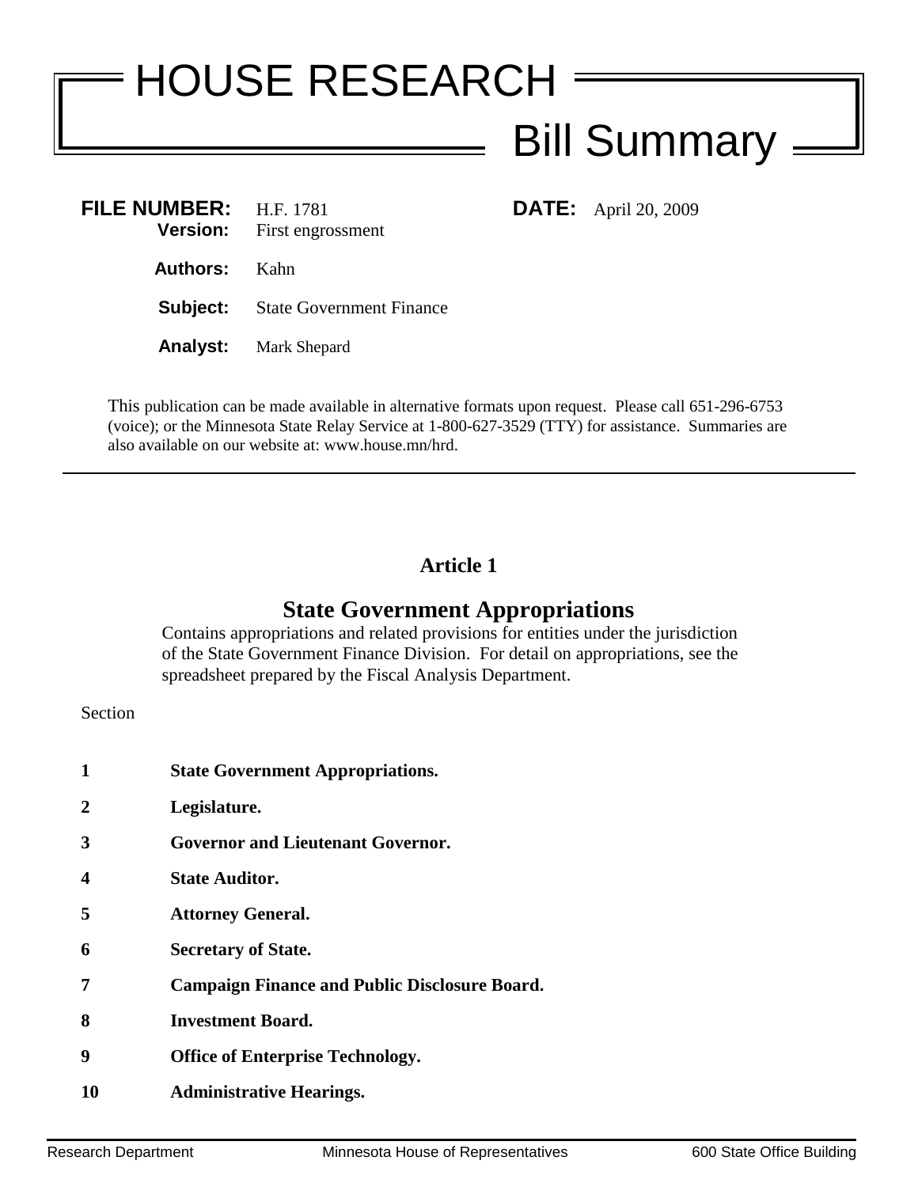# HOUSE RESEARCH

## Bill Summary

**FILE NUMBER:** H.F. 1781
**Version:** First engrossment

**DATE:** April 20, 2009

**Authors:** Kahn

**Subject:** State Government Finance

**Analyst:** Mark Shepard

This publication can be made available in alternative formats upon request. Please call 651-296-6753 (voice); or the Minnesota State Relay Service at 1-800-627-3529 (TTY) for assistance. Summaries are also available on our website at: www.house.mn/hrd.

---

## Article 1

## State Government Appropriations

Contains appropriations and related provisions for entities under the jurisdiction of the State Government Finance Division. For detail on appropriations, see the spreadsheet prepared by the Fiscal Analysis Department.

Section

**1** **State Government Appropriations.**

**2** **Legislature.**

**3** **Governor and Lieutenant Governor.**

**4** **State Auditor.**

**5** **Attorney General.**

**6** **Secretary of State.**

**7** **Campaign Finance and Public Disclosure Board.**

**8** **Investment Board.**

**9** **Office of Enterprise Technology.**

**10** **Administrative Hearings.**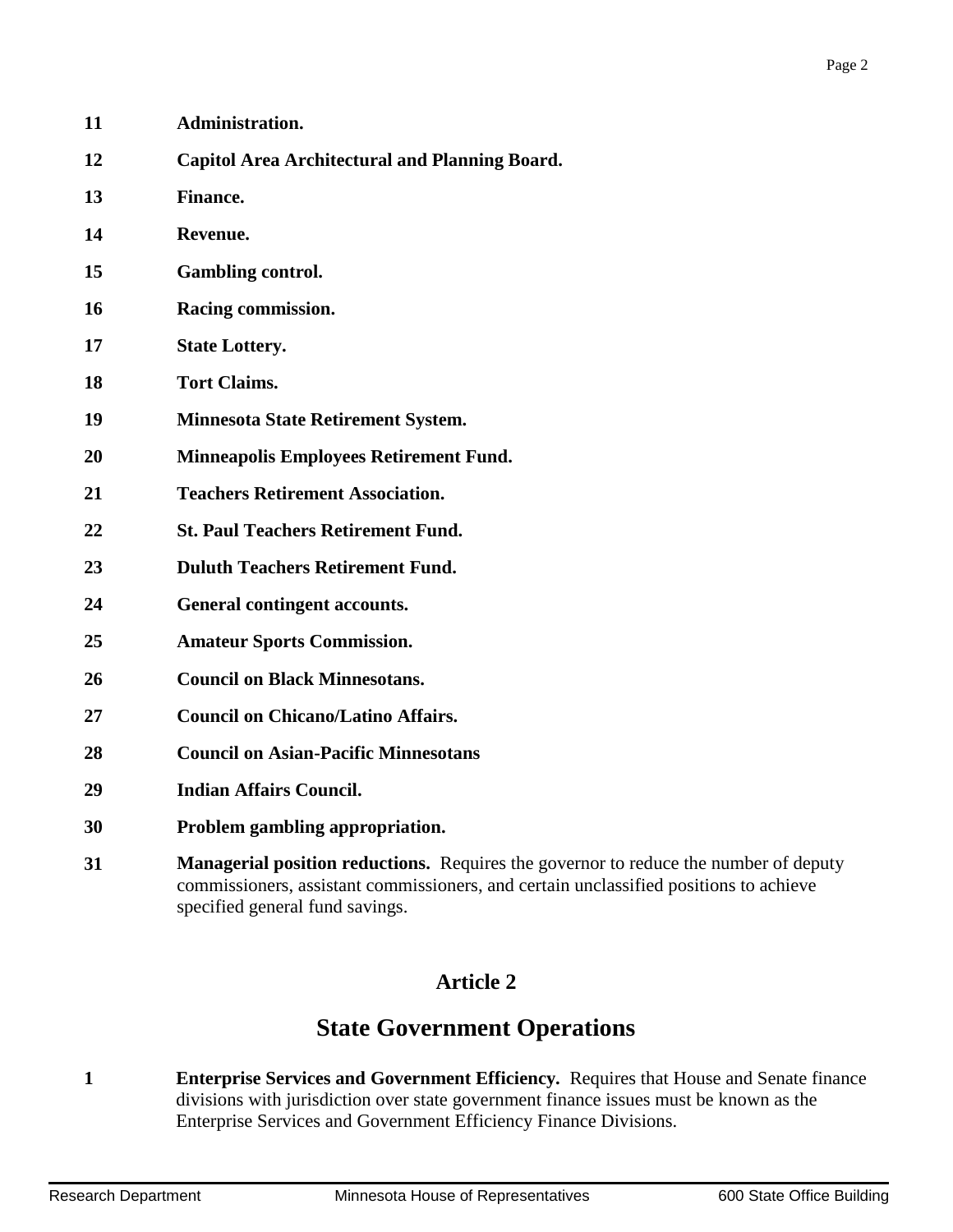**11** **Administration.**

**12** **Capitol Area Architectural and Planning Board.**

**13** **Finance.**

**14** **Revenue.**

**15** **Gambling control.**

**16** **Racing commission.**

**17** **State Lottery.**

**18** **Tort Claims.**

**19** **Minnesota State Retirement System.**

**20** **Minneapolis Employees Retirement Fund.**

**21** **Teachers Retirement Association.**

**22** **St. Paul Teachers Retirement Fund.**

**23** **Duluth Teachers Retirement Fund.**

**24** **General contingent accounts.**

**25** **Amateur Sports Commission.**

**26** **Council on Black Minnesotans.**

**27** **Council on Chicano/Latino Affairs.**

**28** **Council on Asian-Pacific Minnesotans**

**29** **Indian Affairs Council.**

**30** **Problem gambling appropriation.**

**31** **Managerial position reductions.** Requires the governor to reduce the number of deputy commissioners, assistant commissioners, and certain unclassified positions to achieve specified general fund savings.

## Article 2

## State Government Operations

**1** **Enterprise Services and Government Efficiency.** Requires that House and Senate finance divisions with jurisdiction over state government finance issues must be known as the Enterprise Services and Government Efficiency Finance Divisions.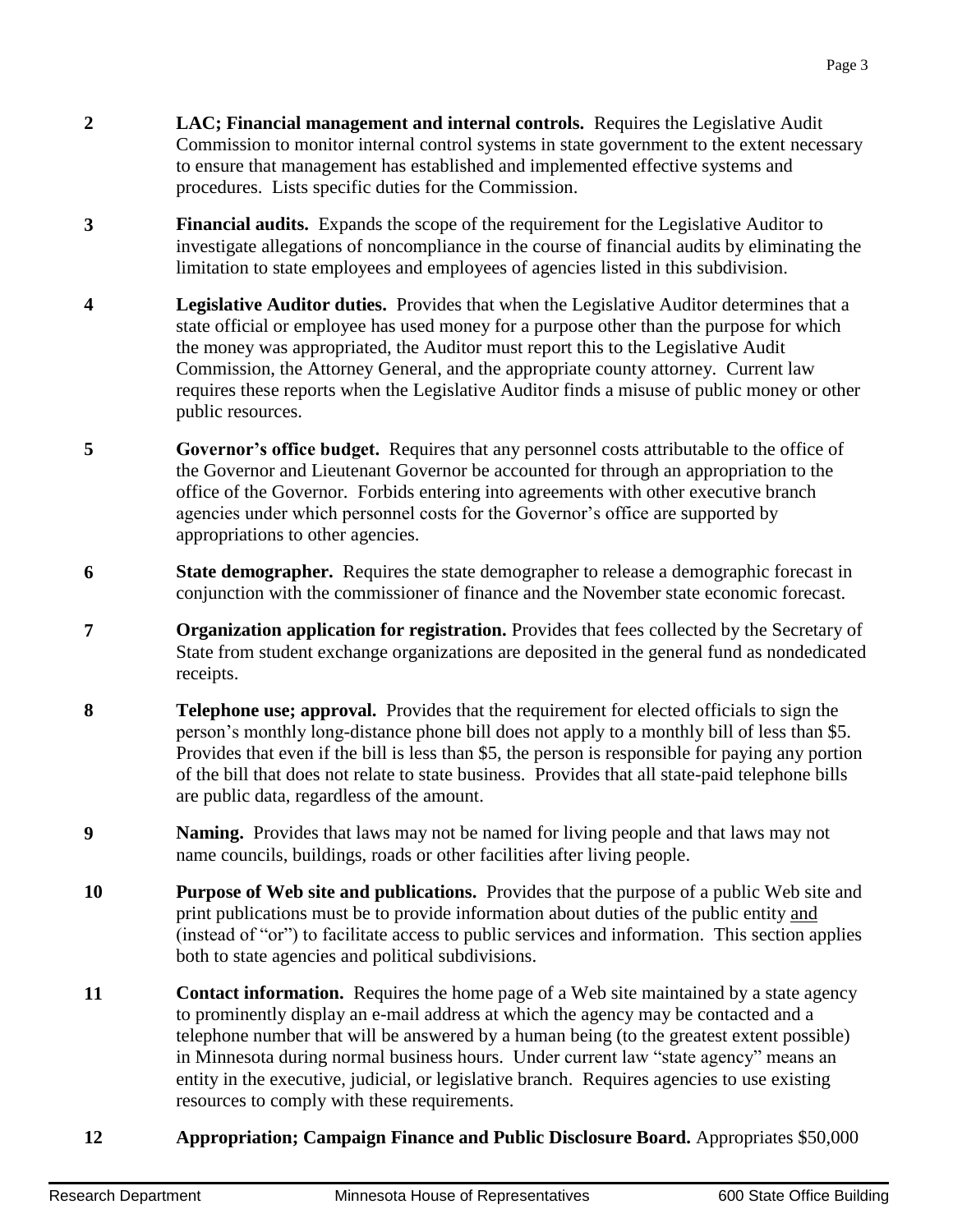**2** **LAC; Financial management and internal controls.** Requires the Legislative Audit Commission to monitor internal control systems in state government to the extent necessary to ensure that management has established and implemented effective systems and procedures. Lists specific duties for the Commission.

**3** **Financial audits.** Expands the scope of the requirement for the Legislative Auditor to investigate allegations of noncompliance in the course of financial audits by eliminating the limitation to state employees and employees of agencies listed in this subdivision.

**4** **Legislative Auditor duties.** Provides that when the Legislative Auditor determines that a state official or employee has used money for a purpose other than the purpose for which the money was appropriated, the Auditor must report this to the Legislative Audit Commission, the Attorney General, and the appropriate county attorney. Current law requires these reports when the Legislative Auditor finds a misuse of public money or other public resources.

**5** **Governor's office budget.** Requires that any personnel costs attributable to the office of the Governor and Lieutenant Governor be accounted for through an appropriation to the office of the Governor. Forbids entering into agreements with other executive branch agencies under which personnel costs for the Governor's office are supported by appropriations to other agencies.

**6** **State demographer.** Requires the state demographer to release a demographic forecast in conjunction with the commissioner of finance and the November state economic forecast.

**7** **Organization application for registration.** Provides that fees collected by the Secretary of State from student exchange organizations are deposited in the general fund as nondedicated receipts.

**8** **Telephone use; approval.** Provides that the requirement for elected officials to sign the person's monthly long-distance phone bill does not apply to a monthly bill of less than $5. Provides that even if the bill is less than $5, the person is responsible for paying any portion of the bill that does not relate to state business. Provides that all state-paid telephone bills are public data, regardless of the amount.

**9** **Naming.** Provides that laws may not be named for living people and that laws may not name councils, buildings, roads or other facilities after living people.

**10** **Purpose of Web site and publications.** Provides that the purpose of a public Web site and print publications must be to provide information about duties of the public entity <u>and</u> (instead of "or") to facilitate access to public services and information. This section applies both to state agencies and political subdivisions.

**11** **Contact information.** Requires the home page of a Web site maintained by a state agency to prominently display an e-mail address at which the agency may be contacted and a telephone number that will be answered by a human being (to the greatest extent possible) in Minnesota during normal business hours. Under current law "state agency" means an entity in the executive, judicial, or legislative branch. Requires agencies to use existing resources to comply with these requirements.

**12** **Appropriation; Campaign Finance and Public Disclosure Board.** Appropriates $50,000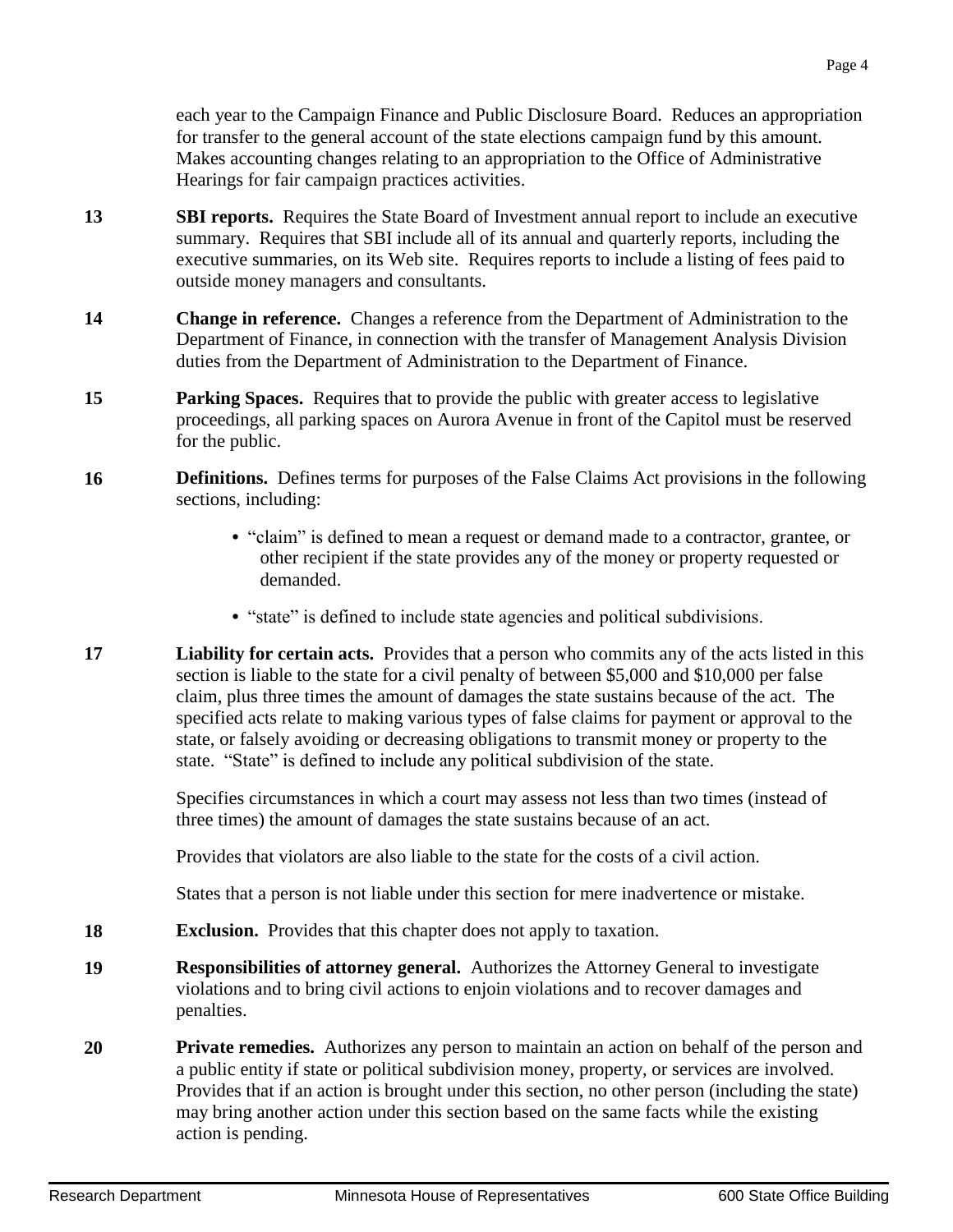each year to the Campaign Finance and Public Disclosure Board. Reduces an appropriation for transfer to the general account of the state elections campaign fund by this amount. Makes accounting changes relating to an appropriation to the Office of Administrative Hearings for fair campaign practices activities.

**13** **SBI reports.** Requires the State Board of Investment annual report to include an executive summary. Requires that SBI include all of its annual and quarterly reports, including the executive summaries, on its Web site. Requires reports to include a listing of fees paid to outside money managers and consultants.

**14** **Change in reference.** Changes a reference from the Department of Administration to the Department of Finance, in connection with the transfer of Management Analysis Division duties from the Department of Administration to the Department of Finance.

**15** **Parking Spaces.** Requires that to provide the public with greater access to legislative proceedings, all parking spaces on Aurora Avenue in front of the Capitol must be reserved for the public.

**16** **Definitions.** Defines terms for purposes of the False Claims Act provisions in the following sections, including:

- "claim" is defined to mean a request or demand made to a contractor, grantee, or other recipient if the state provides any of the money or property requested or demanded.
- "state" is defined to include state agencies and political subdivisions.

**17** **Liability for certain acts.** Provides that a person who commits any of the acts listed in this section is liable to the state for a civil penalty of between $5,000 and $10,000 per false claim, plus three times the amount of damages the state sustains because of the act. The specified acts relate to making various types of false claims for payment or approval to the state, or falsely avoiding or decreasing obligations to transmit money or property to the state. "State" is defined to include any political subdivision of the state.

Specifies circumstances in which a court may assess not less than two times (instead of three times) the amount of damages the state sustains because of an act.

Provides that violators are also liable to the state for the costs of a civil action.

States that a person is not liable under this section for mere inadvertence or mistake.

**18** **Exclusion.** Provides that this chapter does not apply to taxation.

**19** **Responsibilities of attorney general.** Authorizes the Attorney General to investigate violations and to bring civil actions to enjoin violations and to recover damages and penalties.

**20** **Private remedies.** Authorizes any person to maintain an action on behalf of the person and a public entity if state or political subdivision money, property, or services are involved. Provides that if an action is brought under this section, no other person (including the state) may bring another action under this section based on the same facts while the existing action is pending.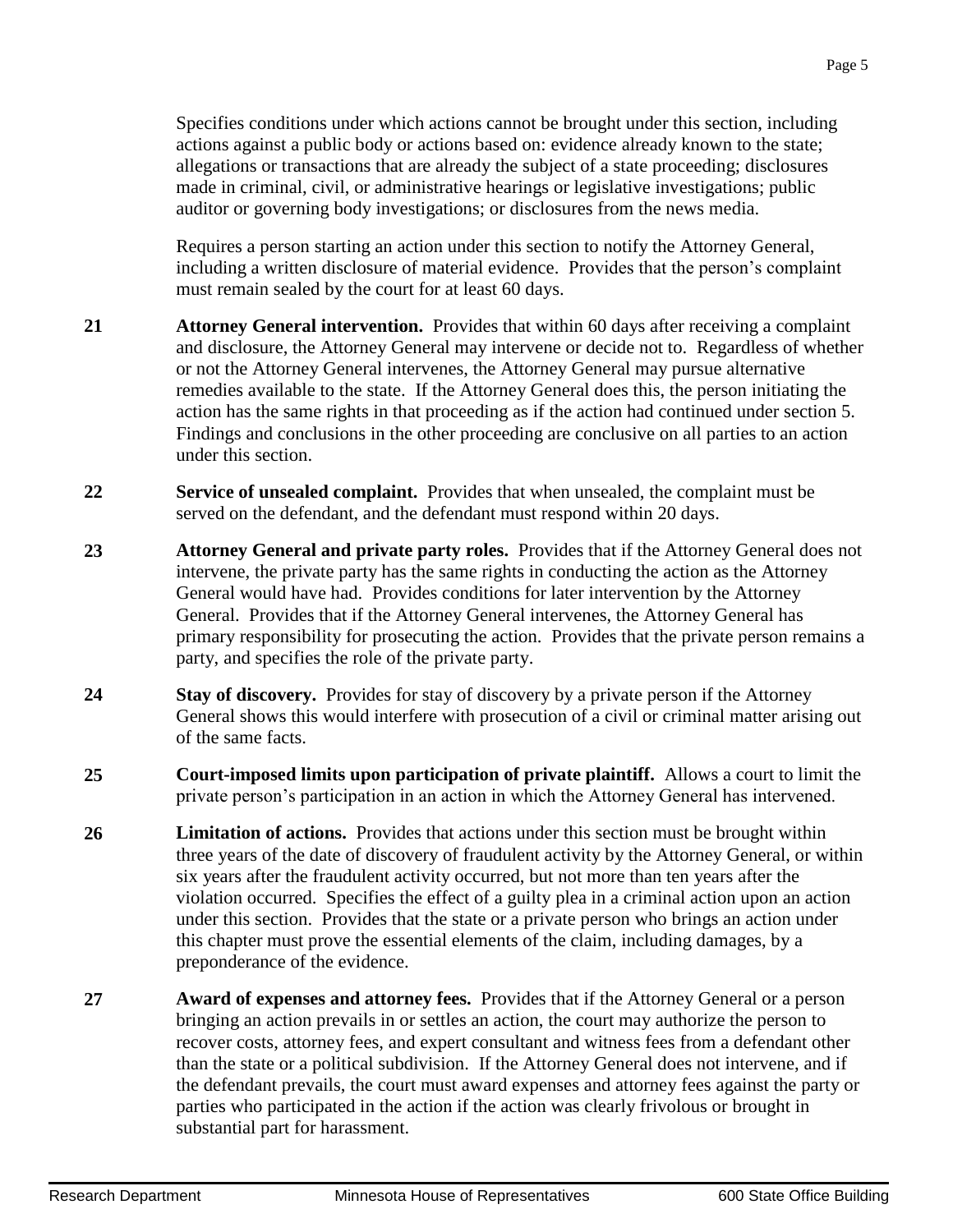Specifies conditions under which actions cannot be brought under this section, including actions against a public body or actions based on: evidence already known to the state; allegations or transactions that are already the subject of a state proceeding; disclosures made in criminal, civil, or administrative hearings or legislative investigations; public auditor or governing body investigations; or disclosures from the news media.

Requires a person starting an action under this section to notify the Attorney General, including a written disclosure of material evidence. Provides that the person's complaint must remain sealed by the court for at least 60 days.

**21** **Attorney General intervention.** Provides that within 60 days after receiving a complaint and disclosure, the Attorney General may intervene or decide not to. Regardless of whether or not the Attorney General intervenes, the Attorney General may pursue alternative remedies available to the state. If the Attorney General does this, the person initiating the action has the same rights in that proceeding as if the action had continued under section 5. Findings and conclusions in the other proceeding are conclusive on all parties to an action under this section.

**22** **Service of unsealed complaint.** Provides that when unsealed, the complaint must be served on the defendant, and the defendant must respond within 20 days.

**23** **Attorney General and private party roles.** Provides that if the Attorney General does not intervene, the private party has the same rights in conducting the action as the Attorney General would have had. Provides conditions for later intervention by the Attorney General. Provides that if the Attorney General intervenes, the Attorney General has primary responsibility for prosecuting the action. Provides that the private person remains a party, and specifies the role of the private party.

**24** **Stay of discovery.** Provides for stay of discovery by a private person if the Attorney General shows this would interfere with prosecution of a civil or criminal matter arising out of the same facts.

**25** **Court-imposed limits upon participation of private plaintiff.** Allows a court to limit the private person's participation in an action in which the Attorney General has intervened.

**26** **Limitation of actions.** Provides that actions under this section must be brought within three years of the date of discovery of fraudulent activity by the Attorney General, or within six years after the fraudulent activity occurred, but not more than ten years after the violation occurred. Specifies the effect of a guilty plea in a criminal action upon an action under this section. Provides that the state or a private person who brings an action under this chapter must prove the essential elements of the claim, including damages, by a preponderance of the evidence.

**27** **Award of expenses and attorney fees.** Provides that if the Attorney General or a person bringing an action prevails in or settles an action, the court may authorize the person to recover costs, attorney fees, and expert consultant and witness fees from a defendant other than the state or a political subdivision. If the Attorney General does not intervene, and if the defendant prevails, the court must award expenses and attorney fees against the party or parties who participated in the action if the action was clearly frivolous or brought in substantial part for harassment.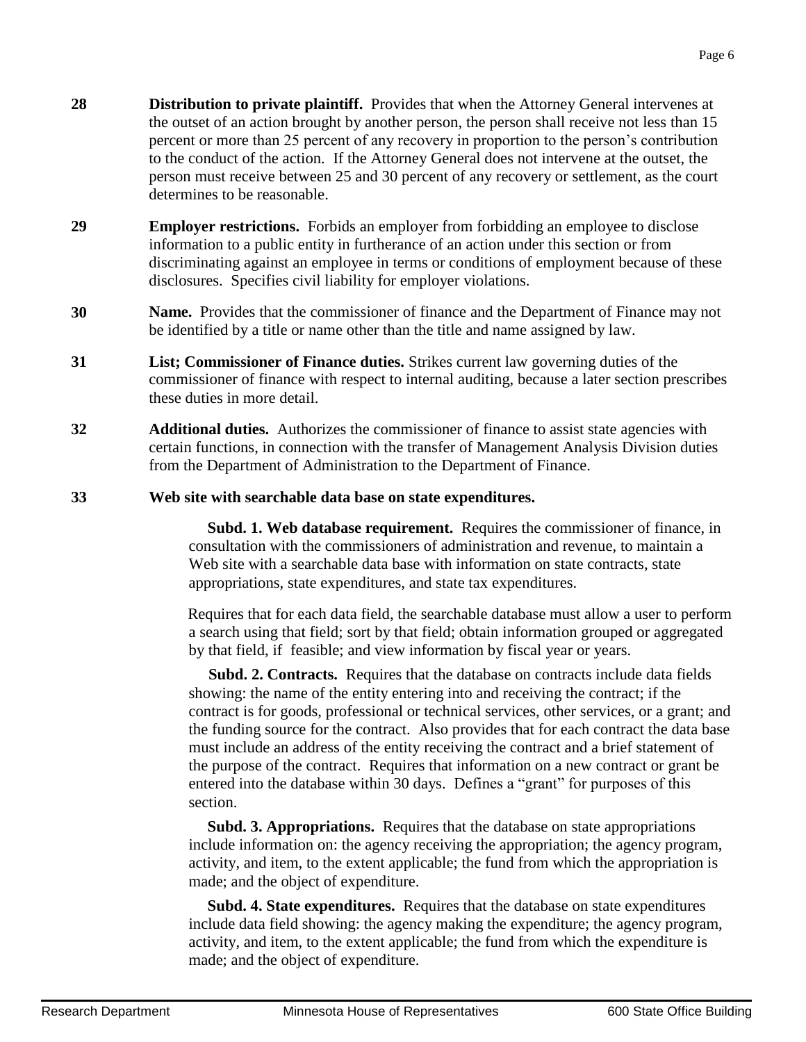**28** **Distribution to private plaintiff.** Provides that when the Attorney General intervenes at the outset of an action brought by another person, the person shall receive not less than 15 percent or more than 25 percent of any recovery in proportion to the person's contribution to the conduct of the action. If the Attorney General does not intervene at the outset, the person must receive between 25 and 30 percent of any recovery or settlement, as the court determines to be reasonable.

**29** **Employer restrictions.** Forbids an employer from forbidding an employee to disclose information to a public entity in furtherance of an action under this section or from discriminating against an employee in terms or conditions of employment because of these disclosures. Specifies civil liability for employer violations.

**30** **Name.** Provides that the commissioner of finance and the Department of Finance may not be identified by a title or name other than the title and name assigned by law.

**31** **List; Commissioner of Finance duties.** Strikes current law governing duties of the commissioner of finance with respect to internal auditing, because a later section prescribes these duties in more detail.

**32** **Additional duties.** Authorizes the commissioner of finance to assist state agencies with certain functions, in connection with the transfer of Management Analysis Division duties from the Department of Administration to the Department of Finance.

**33** **Web site with searchable data base on state expenditures.**

**Subd. 1. Web database requirement.** Requires the commissioner of finance, in consultation with the commissioners of administration and revenue, to maintain a Web site with a searchable data base with information on state contracts, state appropriations, state expenditures, and state tax expenditures.

Requires that for each data field, the searchable database must allow a user to perform a search using that field; sort by that field; obtain information grouped or aggregated by that field, if feasible; and view information by fiscal year or years.

**Subd. 2. Contracts.** Requires that the database on contracts include data fields showing: the name of the entity entering into and receiving the contract; if the contract is for goods, professional or technical services, other services, or a grant; and the funding source for the contract. Also provides that for each contract the data base must include an address of the entity receiving the contract and a brief statement of the purpose of the contract. Requires that information on a new contract or grant be entered into the database within 30 days. Defines a "grant" for purposes of this section.

**Subd. 3. Appropriations.** Requires that the database on state appropriations include information on: the agency receiving the appropriation; the agency program, activity, and item, to the extent applicable; the fund from which the appropriation is made; and the object of expenditure.

**Subd. 4. State expenditures.** Requires that the database on state expenditures include data field showing: the agency making the expenditure; the agency program, activity, and item, to the extent applicable; the fund from which the expenditure is made; and the object of expenditure.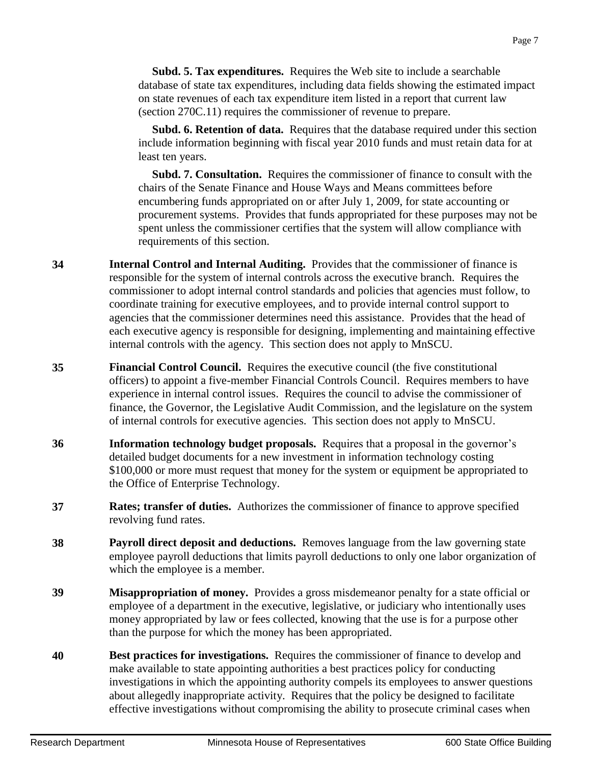**Subd. 5. Tax expenditures.** Requires the Web site to include a searchable database of state tax expenditures, including data fields showing the estimated impact on state revenues of each tax expenditure item listed in a report that current law (section 270C.11) requires the commissioner of revenue to prepare.

**Subd. 6. Retention of data.** Requires that the database required under this section include information beginning with fiscal year 2010 funds and must retain data for at least ten years.

**Subd. 7. Consultation.** Requires the commissioner of finance to consult with the chairs of the Senate Finance and House Ways and Means committees before encumbering funds appropriated on or after July 1, 2009, for state accounting or procurement systems. Provides that funds appropriated for these purposes may not be spent unless the commissioner certifies that the system will allow compliance with requirements of this section.

**34** **Internal Control and Internal Auditing.** Provides that the commissioner of finance is responsible for the system of internal controls across the executive branch. Requires the commissioner to adopt internal control standards and policies that agencies must follow, to coordinate training for executive employees, and to provide internal control support to agencies that the commissioner determines need this assistance. Provides that the head of each executive agency is responsible for designing, implementing and maintaining effective internal controls with the agency. This section does not apply to MnSCU.

**35** **Financial Control Council.** Requires the executive council (the five constitutional officers) to appoint a five-member Financial Controls Council. Requires members to have experience in internal control issues. Requires the council to advise the commissioner of finance, the Governor, the Legislative Audit Commission, and the legislature on the system of internal controls for executive agencies. This section does not apply to MnSCU.

**36** **Information technology budget proposals.** Requires that a proposal in the governor's detailed budget documents for a new investment in information technology costing $100,000 or more must request that money for the system or equipment be appropriated to the Office of Enterprise Technology.

**37** **Rates; transfer of duties.** Authorizes the commissioner of finance to approve specified revolving fund rates.

**38** **Payroll direct deposit and deductions.** Removes language from the law governing state employee payroll deductions that limits payroll deductions to only one labor organization of which the employee is a member.

**39** **Misappropriation of money.** Provides a gross misdemeanor penalty for a state official or employee of a department in the executive, legislative, or judiciary who intentionally uses money appropriated by law or fees collected, knowing that the use is for a purpose other than the purpose for which the money has been appropriated.

**40** **Best practices for investigations.** Requires the commissioner of finance to develop and make available to state appointing authorities a best practices policy for conducting investigations in which the appointing authority compels its employees to answer questions about allegedly inappropriate activity. Requires that the policy be designed to facilitate effective investigations without compromising the ability to prosecute criminal cases when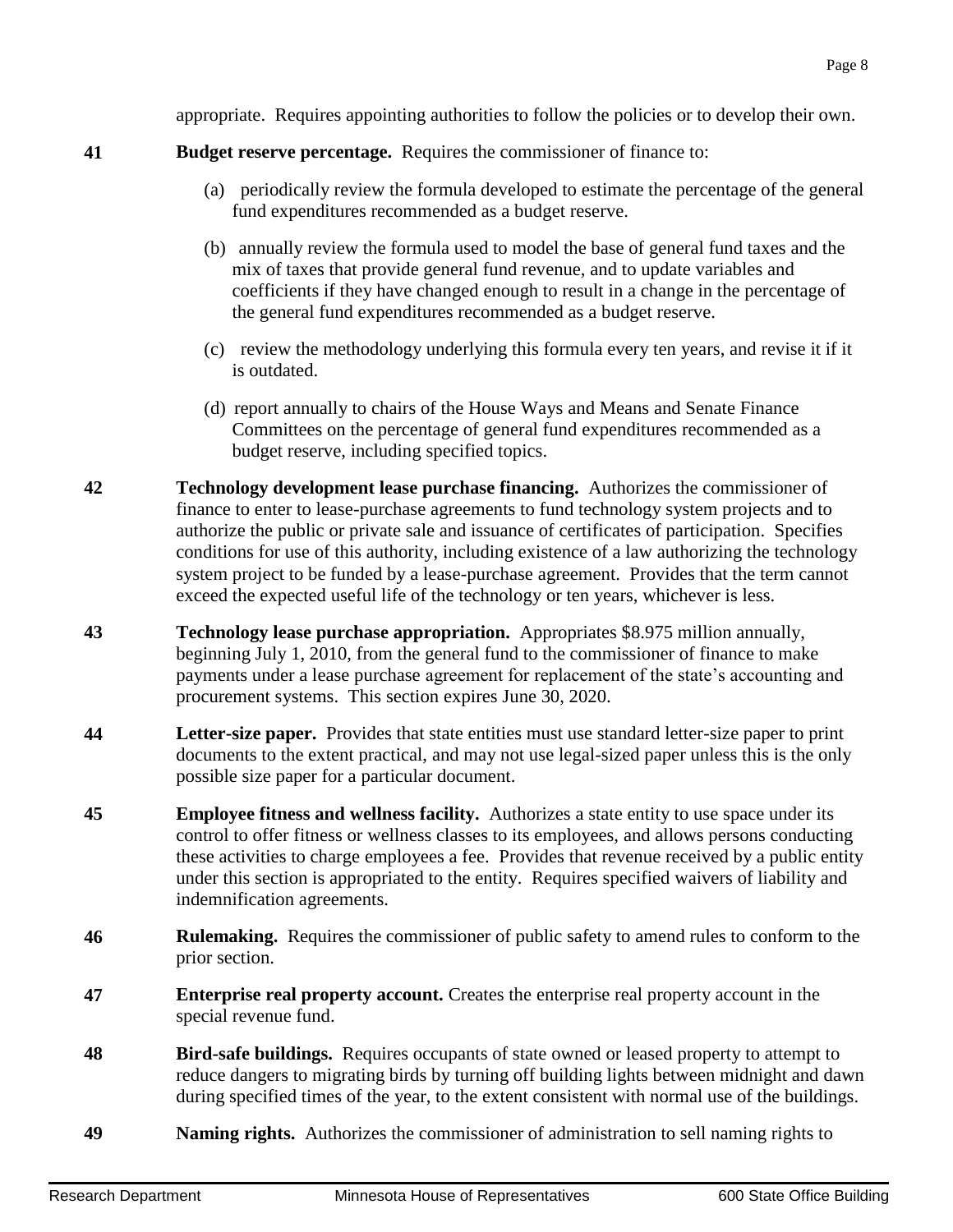appropriate. Requires appointing authorities to follow the policies or to develop their own.

**41** **Budget reserve percentage.** Requires the commissioner of finance to:

(a) periodically review the formula developed to estimate the percentage of the general fund expenditures recommended as a budget reserve.

(b) annually review the formula used to model the base of general fund taxes and the mix of taxes that provide general fund revenue, and to update variables and coefficients if they have changed enough to result in a change in the percentage of the general fund expenditures recommended as a budget reserve.

(c) review the methodology underlying this formula every ten years, and revise it if it is outdated.

(d) report annually to chairs of the House Ways and Means and Senate Finance Committees on the percentage of general fund expenditures recommended as a budget reserve, including specified topics.

**42** **Technology development lease purchase financing.** Authorizes the commissioner of finance to enter to lease-purchase agreements to fund technology system projects and to authorize the public or private sale and issuance of certificates of participation. Specifies conditions for use of this authority, including existence of a law authorizing the technology system project to be funded by a lease-purchase agreement. Provides that the term cannot exceed the expected useful life of the technology or ten years, whichever is less.

**43** **Technology lease purchase appropriation.** Appropriates $8.975 million annually, beginning July 1, 2010, from the general fund to the commissioner of finance to make payments under a lease purchase agreement for replacement of the state's accounting and procurement systems. This section expires June 30, 2020.

**44** **Letter-size paper.** Provides that state entities must use standard letter-size paper to print documents to the extent practical, and may not use legal-sized paper unless this is the only possible size paper for a particular document.

**45** **Employee fitness and wellness facility.** Authorizes a state entity to use space under its control to offer fitness or wellness classes to its employees, and allows persons conducting these activities to charge employees a fee. Provides that revenue received by a public entity under this section is appropriated to the entity. Requires specified waivers of liability and indemnification agreements.

**46** **Rulemaking.** Requires the commissioner of public safety to amend rules to conform to the prior section.

**47** **Enterprise real property account.** Creates the enterprise real property account in the special revenue fund.

**48** **Bird-safe buildings.** Requires occupants of state owned or leased property to attempt to reduce dangers to migrating birds by turning off building lights between midnight and dawn during specified times of the year, to the extent consistent with normal use of the buildings.

**49** **Naming rights.** Authorizes the commissioner of administration to sell naming rights to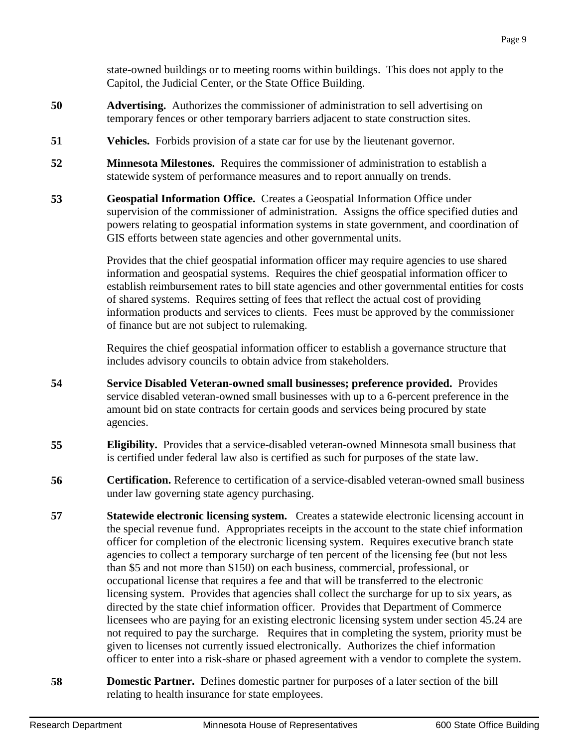state-owned buildings or to meeting rooms within buildings. This does not apply to the Capitol, the Judicial Center, or the State Office Building.

**50** **Advertising.** Authorizes the commissioner of administration to sell advertising on temporary fences or other temporary barriers adjacent to state construction sites.

**51** **Vehicles.** Forbids provision of a state car for use by the lieutenant governor.

**52** **Minnesota Milestones.** Requires the commissioner of administration to establish a statewide system of performance measures and to report annually on trends.

**53** **Geospatial Information Office.** Creates a Geospatial Information Office under supervision of the commissioner of administration. Assigns the office specified duties and powers relating to geospatial information systems in state government, and coordination of GIS efforts between state agencies and other governmental units.

Provides that the chief geospatial information officer may require agencies to use shared information and geospatial systems. Requires the chief geospatial information officer to establish reimbursement rates to bill state agencies and other governmental entities for costs of shared systems. Requires setting of fees that reflect the actual cost of providing information products and services to clients. Fees must be approved by the commissioner of finance but are not subject to rulemaking.

Requires the chief geospatial information officer to establish a governance structure that includes advisory councils to obtain advice from stakeholders.

**54** **Service Disabled Veteran-owned small businesses; preference provided.** Provides service disabled veteran-owned small businesses with up to a 6-percent preference in the amount bid on state contracts for certain goods and services being procured by state agencies.

**55** **Eligibility.** Provides that a service-disabled veteran-owned Minnesota small business that is certified under federal law also is certified as such for purposes of the state law.

**56** **Certification.** Reference to certification of a service-disabled veteran-owned small business under law governing state agency purchasing.

**57** **Statewide electronic licensing system.** Creates a statewide electronic licensing account in the special revenue fund. Appropriates receipts in the account to the state chief information officer for completion of the electronic licensing system. Requires executive branch state agencies to collect a temporary surcharge of ten percent of the licensing fee (but not less than $5 and not more than $150) on each business, commercial, professional, or occupational license that requires a fee and that will be transferred to the electronic licensing system. Provides that agencies shall collect the surcharge for up to six years, as directed by the state chief information officer. Provides that Department of Commerce licensees who are paying for an existing electronic licensing system under section 45.24 are not required to pay the surcharge. Requires that in completing the system, priority must be given to licenses not currently issued electronically. Authorizes the chief information officer to enter into a risk-share or phased agreement with a vendor to complete the system.

**58** **Domestic Partner.** Defines domestic partner for purposes of a later section of the bill relating to health insurance for state employees.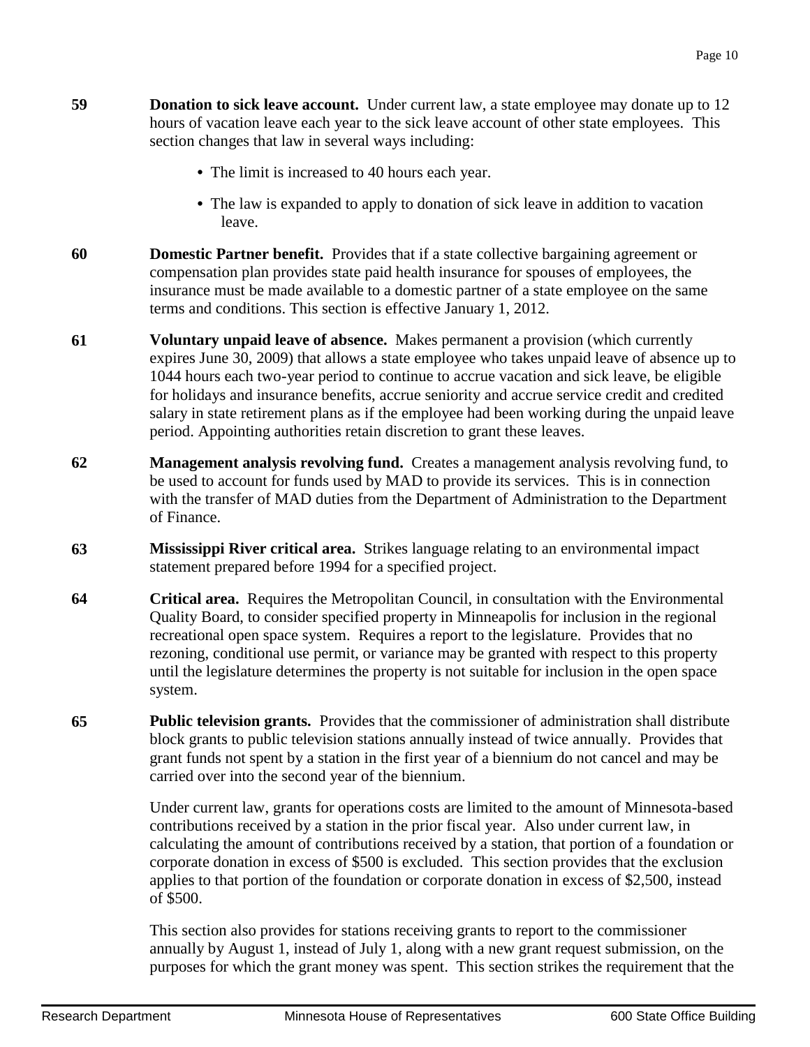**59** **Donation to sick leave account.** Under current law, a state employee may donate up to 12 hours of vacation leave each year to the sick leave account of other state employees. This section changes that law in several ways including:

- The limit is increased to 40 hours each year.
- The law is expanded to apply to donation of sick leave in addition to vacation leave.

**60** **Domestic Partner benefit.** Provides that if a state collective bargaining agreement or compensation plan provides state paid health insurance for spouses of employees, the insurance must be made available to a domestic partner of a state employee on the same terms and conditions. This section is effective January 1, 2012.

**61** **Voluntary unpaid leave of absence.** Makes permanent a provision (which currently expires June 30, 2009) that allows a state employee who takes unpaid leave of absence up to 1044 hours each two-year period to continue to accrue vacation and sick leave, be eligible for holidays and insurance benefits, accrue seniority and accrue service credit and credited salary in state retirement plans as if the employee had been working during the unpaid leave period. Appointing authorities retain discretion to grant these leaves.

**62** **Management analysis revolving fund.** Creates a management analysis revolving fund, to be used to account for funds used by MAD to provide its services. This is in connection with the transfer of MAD duties from the Department of Administration to the Department of Finance.

**63** **Mississippi River critical area.** Strikes language relating to an environmental impact statement prepared before 1994 for a specified project.

**64** **Critical area.** Requires the Metropolitan Council, in consultation with the Environmental Quality Board, to consider specified property in Minneapolis for inclusion in the regional recreational open space system. Requires a report to the legislature. Provides that no rezoning, conditional use permit, or variance may be granted with respect to this property until the legislature determines the property is not suitable for inclusion in the open space system.

**65** **Public television grants.** Provides that the commissioner of administration shall distribute block grants to public television stations annually instead of twice annually. Provides that grant funds not spent by a station in the first year of a biennium do not cancel and may be carried over into the second year of the biennium.

Under current law, grants for operations costs are limited to the amount of Minnesota-based contributions received by a station in the prior fiscal year. Also under current law, in calculating the amount of contributions received by a station, that portion of a foundation or corporate donation in excess of $500 is excluded. This section provides that the exclusion applies to that portion of the foundation or corporate donation in excess of $2,500, instead of $500.

This section also provides for stations receiving grants to report to the commissioner annually by August 1, instead of July 1, along with a new grant request submission, on the purposes for which the grant money was spent. This section strikes the requirement that the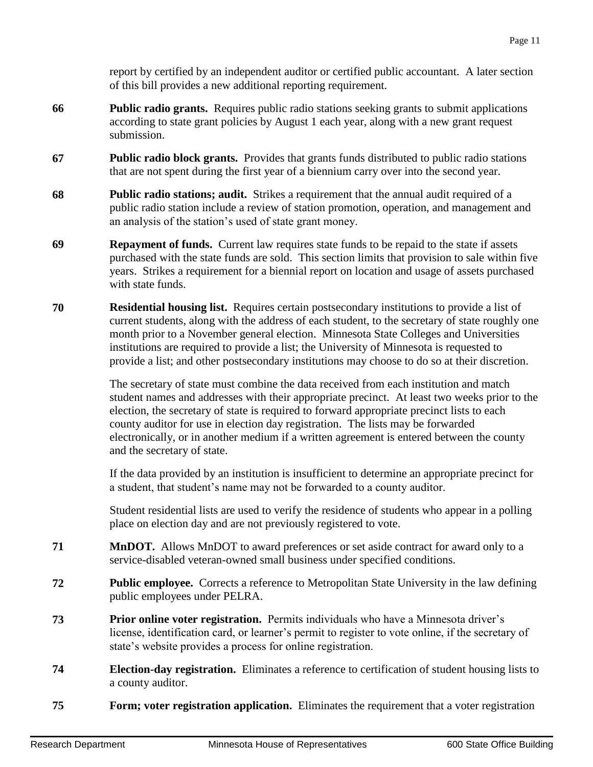report by certified by an independent auditor or certified public accountant. A later section of this bill provides a new additional reporting requirement.

**66** **Public radio grants.** Requires public radio stations seeking grants to submit applications according to state grant policies by August 1 each year, along with a new grant request submission.

**67** **Public radio block grants.** Provides that grants funds distributed to public radio stations that are not spent during the first year of a biennium carry over into the second year.

**68** **Public radio stations; audit.** Strikes a requirement that the annual audit required of a public radio station include a review of station promotion, operation, and management and an analysis of the station's used of state grant money.

**69** **Repayment of funds.** Current law requires state funds to be repaid to the state if assets purchased with the state funds are sold. This section limits that provision to sale within five years. Strikes a requirement for a biennial report on location and usage of assets purchased with state funds.

**70** **Residential housing list.** Requires certain postsecondary institutions to provide a list of current students, along with the address of each student, to the secretary of state roughly one month prior to a November general election. Minnesota State Colleges and Universities institutions are required to provide a list; the University of Minnesota is requested to provide a list; and other postsecondary institutions may choose to do so at their discretion.

The secretary of state must combine the data received from each institution and match student names and addresses with their appropriate precinct. At least two weeks prior to the election, the secretary of state is required to forward appropriate precinct lists to each county auditor for use in election day registration. The lists may be forwarded electronically, or in another medium if a written agreement is entered between the county and the secretary of state.

If the data provided by an institution is insufficient to determine an appropriate precinct for a student, that student's name may not be forwarded to a county auditor.

Student residential lists are used to verify the residence of students who appear in a polling place on election day and are not previously registered to vote.

**71** **MnDOT.** Allows MnDOT to award preferences or set aside contract for award only to a service-disabled veteran-owned small business under specified conditions.

**72** **Public employee.** Corrects a reference to Metropolitan State University in the law defining public employees under PELRA.

**73** **Prior online voter registration.** Permits individuals who have a Minnesota driver's license, identification card, or learner's permit to register to vote online, if the secretary of state's website provides a process for online registration.

**74** **Election-day registration.** Eliminates a reference to certification of student housing lists to a county auditor.

**75** **Form; voter registration application.** Eliminates the requirement that a voter registration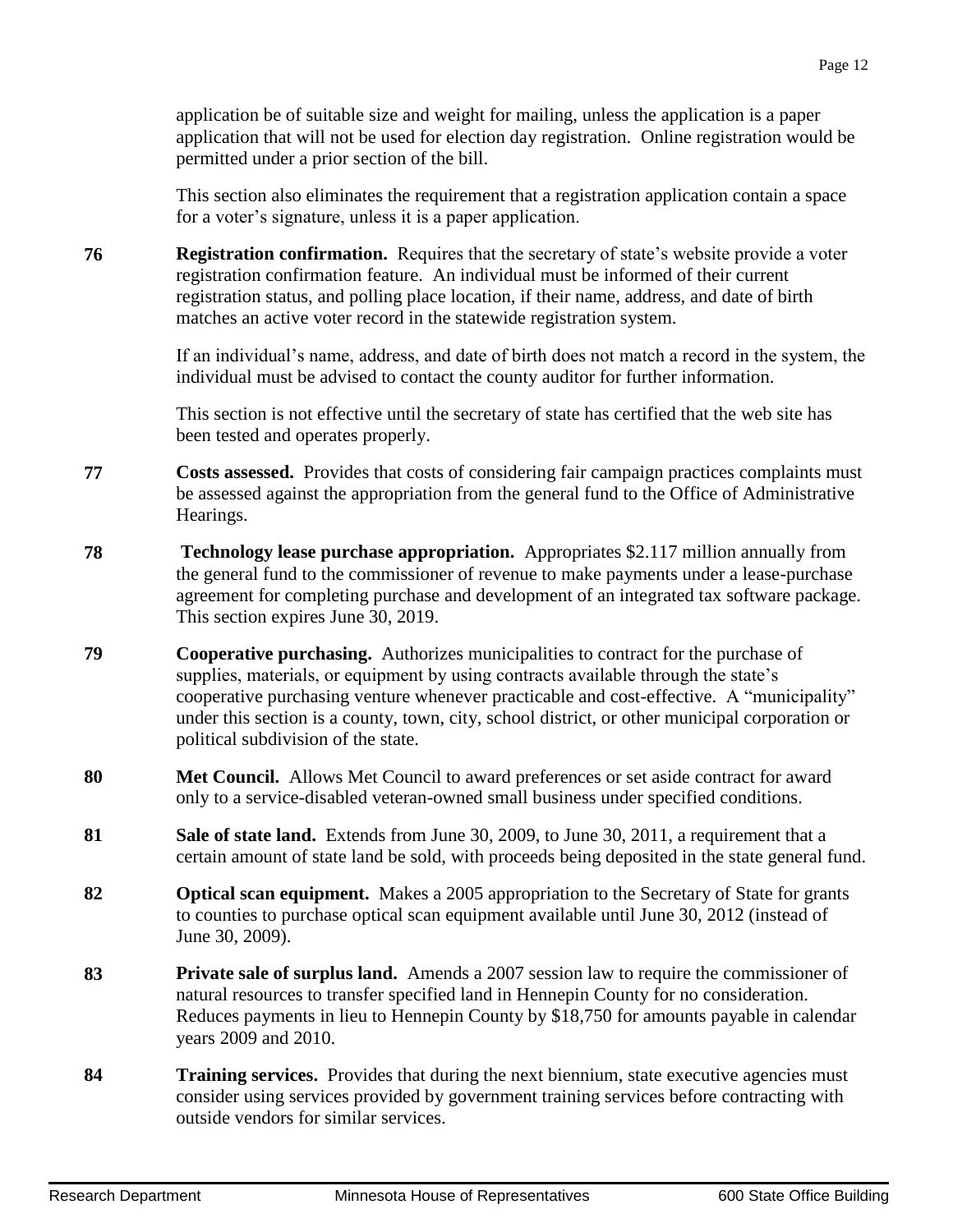application be of suitable size and weight for mailing, unless the application is a paper application that will not be used for election day registration. Online registration would be permitted under a prior section of the bill.

This section also eliminates the requirement that a registration application contain a space for a voter's signature, unless it is a paper application.

**76** **Registration confirmation.** Requires that the secretary of state's website provide a voter registration confirmation feature. An individual must be informed of their current registration status, and polling place location, if their name, address, and date of birth matches an active voter record in the statewide registration system.

If an individual's name, address, and date of birth does not match a record in the system, the individual must be advised to contact the county auditor for further information.

This section is not effective until the secretary of state has certified that the web site has been tested and operates properly.

**77** **Costs assessed.** Provides that costs of considering fair campaign practices complaints must be assessed against the appropriation from the general fund to the Office of Administrative Hearings.

**78** **Technology lease purchase appropriation.** Appropriates $2.117 million annually from the general fund to the commissioner of revenue to make payments under a lease-purchase agreement for completing purchase and development of an integrated tax software package. This section expires June 30, 2019.

**79** **Cooperative purchasing.** Authorizes municipalities to contract for the purchase of supplies, materials, or equipment by using contracts available through the state's cooperative purchasing venture whenever practicable and cost-effective. A "municipality" under this section is a county, town, city, school district, or other municipal corporation or political subdivision of the state.

**80** **Met Council.** Allows Met Council to award preferences or set aside contract for award only to a service-disabled veteran-owned small business under specified conditions.

**81** **Sale of state land.** Extends from June 30, 2009, to June 30, 2011, a requirement that a certain amount of state land be sold, with proceeds being deposited in the state general fund.

**82** **Optical scan equipment.** Makes a 2005 appropriation to the Secretary of State for grants to counties to purchase optical scan equipment available until June 30, 2012 (instead of June 30, 2009).

**83** **Private sale of surplus land.** Amends a 2007 session law to require the commissioner of natural resources to transfer specified land in Hennepin County for no consideration. Reduces payments in lieu to Hennepin County by $18,750 for amounts payable in calendar years 2009 and 2010.

**84** **Training services.** Provides that during the next biennium, state executive agencies must consider using services provided by government training services before contracting with outside vendors for similar services.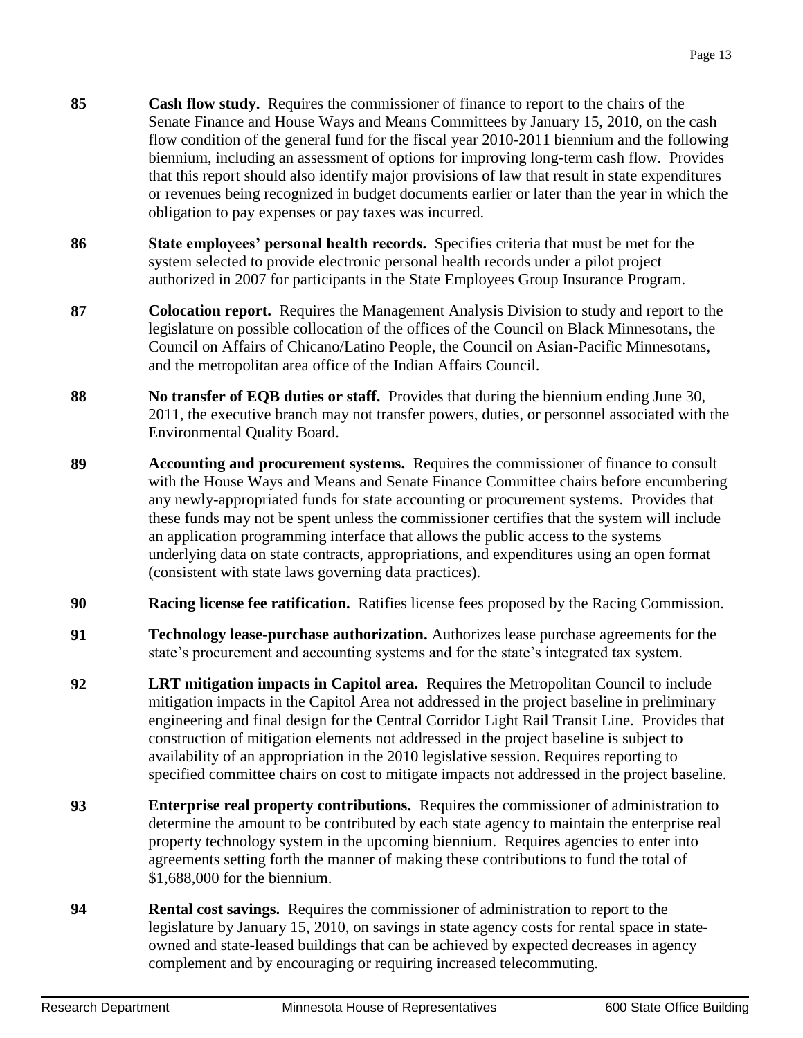**85** **Cash flow study.** Requires the commissioner of finance to report to the chairs of the Senate Finance and House Ways and Means Committees by January 15, 2010, on the cash flow condition of the general fund for the fiscal year 2010-2011 biennium and the following biennium, including an assessment of options for improving long-term cash flow. Provides that this report should also identify major provisions of law that result in state expenditures or revenues being recognized in budget documents earlier or later than the year in which the obligation to pay expenses or pay taxes was incurred.

**86** **State employees' personal health records.** Specifies criteria that must be met for the system selected to provide electronic personal health records under a pilot project authorized in 2007 for participants in the State Employees Group Insurance Program.

**87** **Colocation report.** Requires the Management Analysis Division to study and report to the legislature on possible collocation of the offices of the Council on Black Minnesotans, the Council on Affairs of Chicano/Latino People, the Council on Asian-Pacific Minnesotans, and the metropolitan area office of the Indian Affairs Council.

**88** **No transfer of EQB duties or staff.** Provides that during the biennium ending June 30, 2011, the executive branch may not transfer powers, duties, or personnel associated with the Environmental Quality Board.

**89** **Accounting and procurement systems.** Requires the commissioner of finance to consult with the House Ways and Means and Senate Finance Committee chairs before encumbering any newly-appropriated funds for state accounting or procurement systems. Provides that these funds may not be spent unless the commissioner certifies that the system will include an application programming interface that allows the public access to the systems underlying data on state contracts, appropriations, and expenditures using an open format (consistent with state laws governing data practices).

**90** **Racing license fee ratification.** Ratifies license fees proposed by the Racing Commission.

**91** **Technology lease-purchase authorization.** Authorizes lease purchase agreements for the state's procurement and accounting systems and for the state's integrated tax system.

**92** **LRT mitigation impacts in Capitol area.** Requires the Metropolitan Council to include mitigation impacts in the Capitol Area not addressed in the project baseline in preliminary engineering and final design for the Central Corridor Light Rail Transit Line. Provides that construction of mitigation elements not addressed in the project baseline is subject to availability of an appropriation in the 2010 legislative session. Requires reporting to specified committee chairs on cost to mitigate impacts not addressed in the project baseline.

**93** **Enterprise real property contributions.** Requires the commissioner of administration to determine the amount to be contributed by each state agency to maintain the enterprise real property technology system in the upcoming biennium. Requires agencies to enter into agreements setting forth the manner of making these contributions to fund the total of $1,688,000 for the biennium.

**94** **Rental cost savings.** Requires the commissioner of administration to report to the legislature by January 15, 2010, on savings in state agency costs for rental space in state-owned and state-leased buildings that can be achieved by expected decreases in agency complement and by encouraging or requiring increased telecommuting.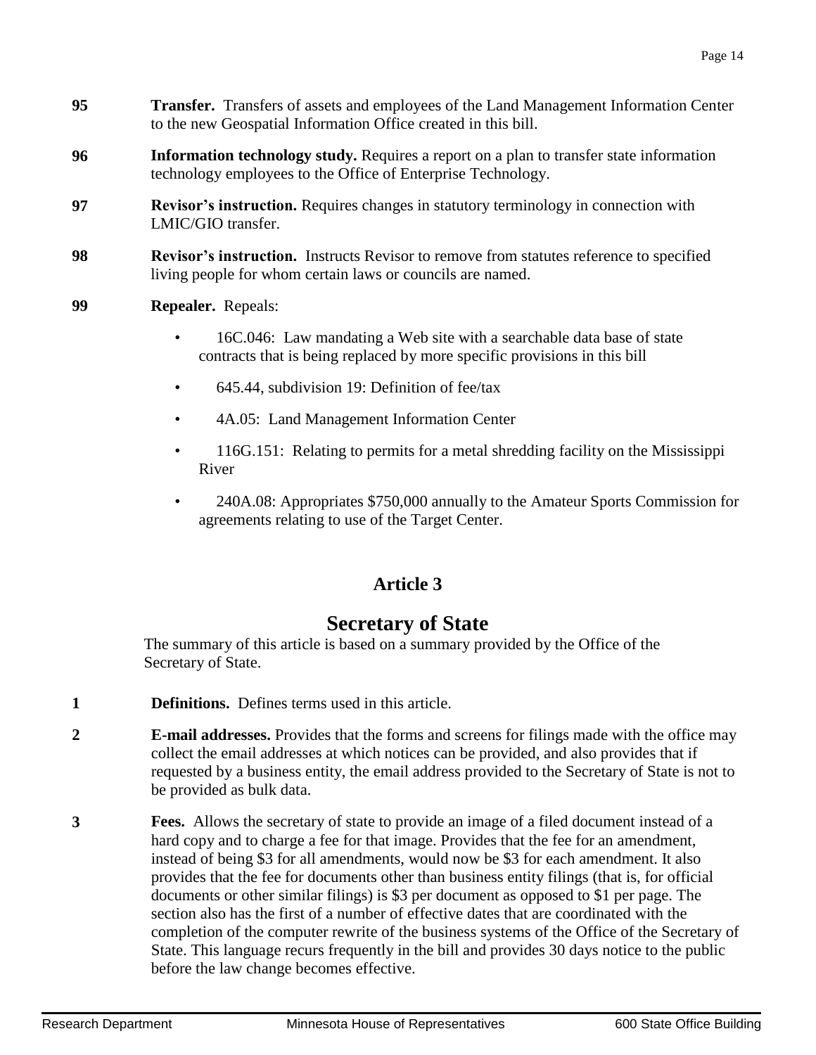**95** **Transfer.** Transfers of assets and employees of the Land Management Information Center to the new Geospatial Information Office created in this bill.

**96** **Information technology study.** Requires a report on a plan to transfer state information technology employees to the Office of Enterprise Technology.

**97** **Revisor's instruction.** Requires changes in statutory terminology in connection with LMIC/GIO transfer.

**98** **Revisor's instruction.** Instructs Revisor to remove from statutes reference to specified living people for whom certain laws or councils are named.

**99** **Repealer.** Repeals:

- 16C.046: Law mandating a Web site with a searchable data base of state contracts that is being replaced by more specific provisions in this bill
- 645.44, subdivision 19: Definition of fee/tax
- 4A.05: Land Management Information Center
- 116G.151: Relating to permits for a metal shredding facility on the Mississippi River
- 240A.08: Appropriates $750,000 annually to the Amateur Sports Commission for agreements relating to use of the Target Center.

## Article 3

## Secretary of State

The summary of this article is based on a summary provided by the Office of the Secretary of State.

**1** **Definitions.** Defines terms used in this article.

**2** **E-mail addresses.** Provides that the forms and screens for filings made with the office may collect the email addresses at which notices can be provided, and also provides that if requested by a business entity, the email address provided to the Secretary of State is not to be provided as bulk data.

**3** **Fees.** Allows the secretary of state to provide an image of a filed document instead of a hard copy and to charge a fee for that image. Provides that the fee for an amendment, instead of being $3 for all amendments, would now be $3 for each amendment. It also provides that the fee for documents other than business entity filings (that is, for official documents or other similar filings) is $3 per document as opposed to $1 per page. The section also has the first of a number of effective dates that are coordinated with the completion of the computer rewrite of the business systems of the Office of the Secretary of State. This language recurs frequently in the bill and provides 30 days notice to the public before the law change becomes effective.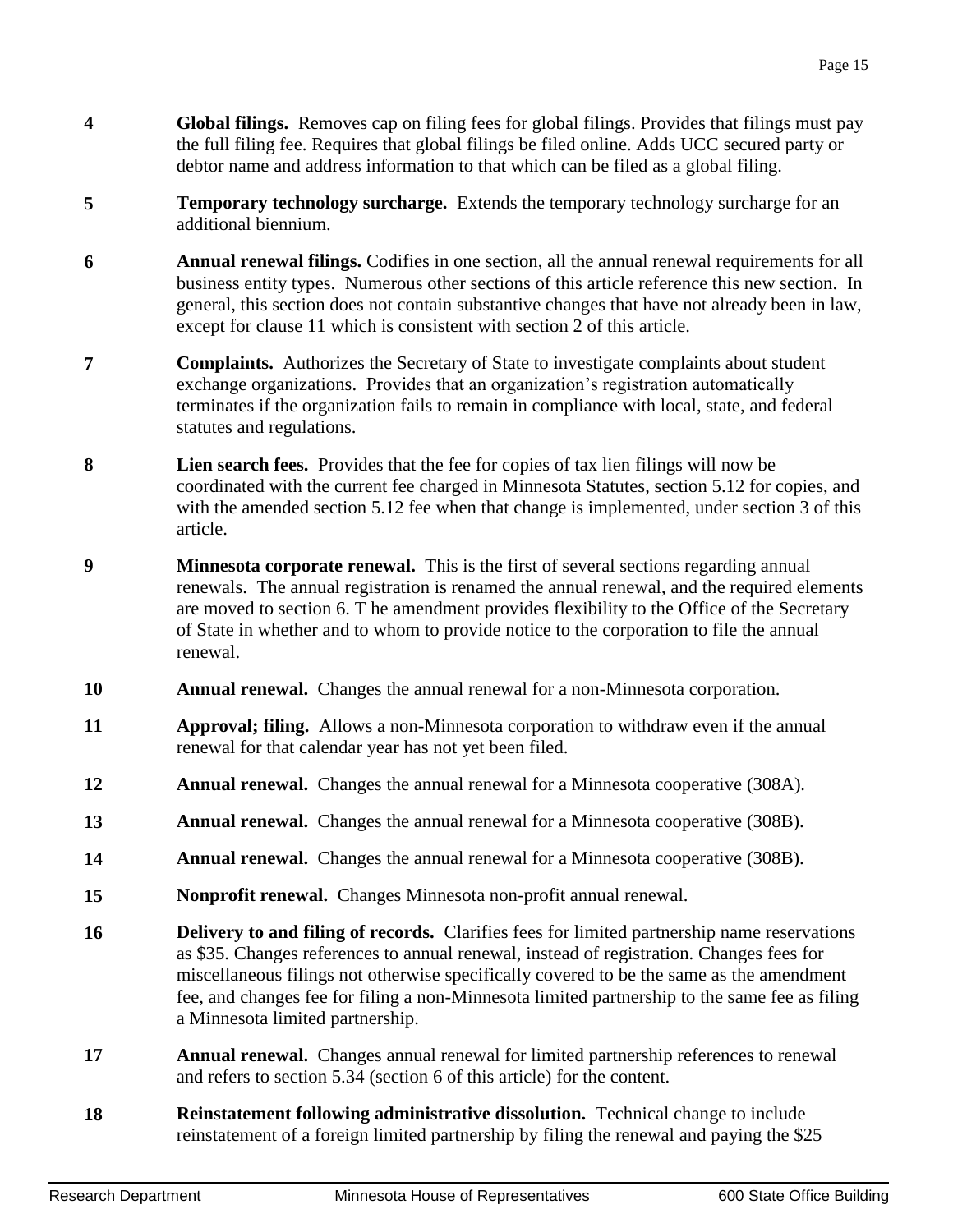**4** **Global filings.** Removes cap on filing fees for global filings. Provides that filings must pay the full filing fee. Requires that global filings be filed online. Adds UCC secured party or debtor name and address information to that which can be filed as a global filing.

**5** **Temporary technology surcharge.** Extends the temporary technology surcharge for an additional biennium.

**6** **Annual renewal filings.** Codifies in one section, all the annual renewal requirements for all business entity types. Numerous other sections of this article reference this new section. In general, this section does not contain substantive changes that have not already been in law, except for clause 11 which is consistent with section 2 of this article.

**7** **Complaints.** Authorizes the Secretary of State to investigate complaints about student exchange organizations. Provides that an organization's registration automatically terminates if the organization fails to remain in compliance with local, state, and federal statutes and regulations.

**8** **Lien search fees.** Provides that the fee for copies of tax lien filings will now be coordinated with the current fee charged in Minnesota Statutes, section 5.12 for copies, and with the amended section 5.12 fee when that change is implemented, under section 3 of this article.

**9** **Minnesota corporate renewal.** This is the first of several sections regarding annual renewals. The annual registration is renamed the annual renewal, and the required elements are moved to section 6. T he amendment provides flexibility to the Office of the Secretary of State in whether and to whom to provide notice to the corporation to file the annual renewal.

**10** **Annual renewal.** Changes the annual renewal for a non-Minnesota corporation.

**11** **Approval; filing.** Allows a non-Minnesota corporation to withdraw even if the annual renewal for that calendar year has not yet been filed.

**12** **Annual renewal.** Changes the annual renewal for a Minnesota cooperative (308A).

**13** **Annual renewal.** Changes the annual renewal for a Minnesota cooperative (308B).

**14** **Annual renewal.** Changes the annual renewal for a Minnesota cooperative (308B).

**15** **Nonprofit renewal.** Changes Minnesota non-profit annual renewal.

**16** **Delivery to and filing of records.** Clarifies fees for limited partnership name reservations as $35. Changes references to annual renewal, instead of registration. Changes fees for miscellaneous filings not otherwise specifically covered to be the same as the amendment fee, and changes fee for filing a non-Minnesota limited partnership to the same fee as filing a Minnesota limited partnership.

**17** **Annual renewal.** Changes annual renewal for limited partnership references to renewal and refers to section 5.34 (section 6 of this article) for the content.

**18** **Reinstatement following administrative dissolution.** Technical change to include reinstatement of a foreign limited partnership by filing the renewal and paying the $25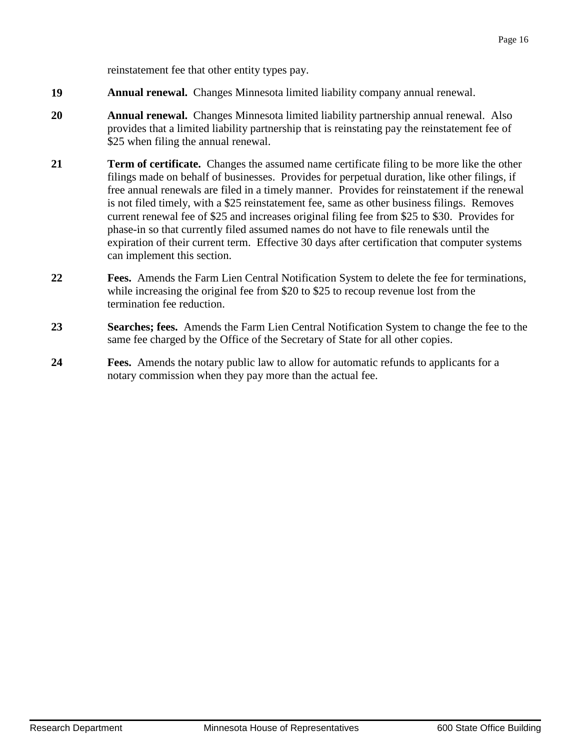reinstatement fee that other entity types pay.

**19** **Annual renewal.** Changes Minnesota limited liability company annual renewal.

**20** **Annual renewal.** Changes Minnesota limited liability partnership annual renewal. Also provides that a limited liability partnership that is reinstating pay the reinstatement fee of $25 when filing the annual renewal.

**21** **Term of certificate.** Changes the assumed name certificate filing to be more like the other filings made on behalf of businesses. Provides for perpetual duration, like other filings, if free annual renewals are filed in a timely manner. Provides for reinstatement if the renewal is not filed timely, with a $25 reinstatement fee, same as other business filings. Removes current renewal fee of $25 and increases original filing fee from $25 to $30. Provides for phase-in so that currently filed assumed names do not have to file renewals until the expiration of their current term. Effective 30 days after certification that computer systems can implement this section.

**22** **Fees.** Amends the Farm Lien Central Notification System to delete the fee for terminations, while increasing the original fee from $20 to $25 to recoup revenue lost from the termination fee reduction.

**23** **Searches; fees.** Amends the Farm Lien Central Notification System to change the fee to the same fee charged by the Office of the Secretary of State for all other copies.

**24** **Fees.** Amends the notary public law to allow for automatic refunds to applicants for a notary commission when they pay more than the actual fee.